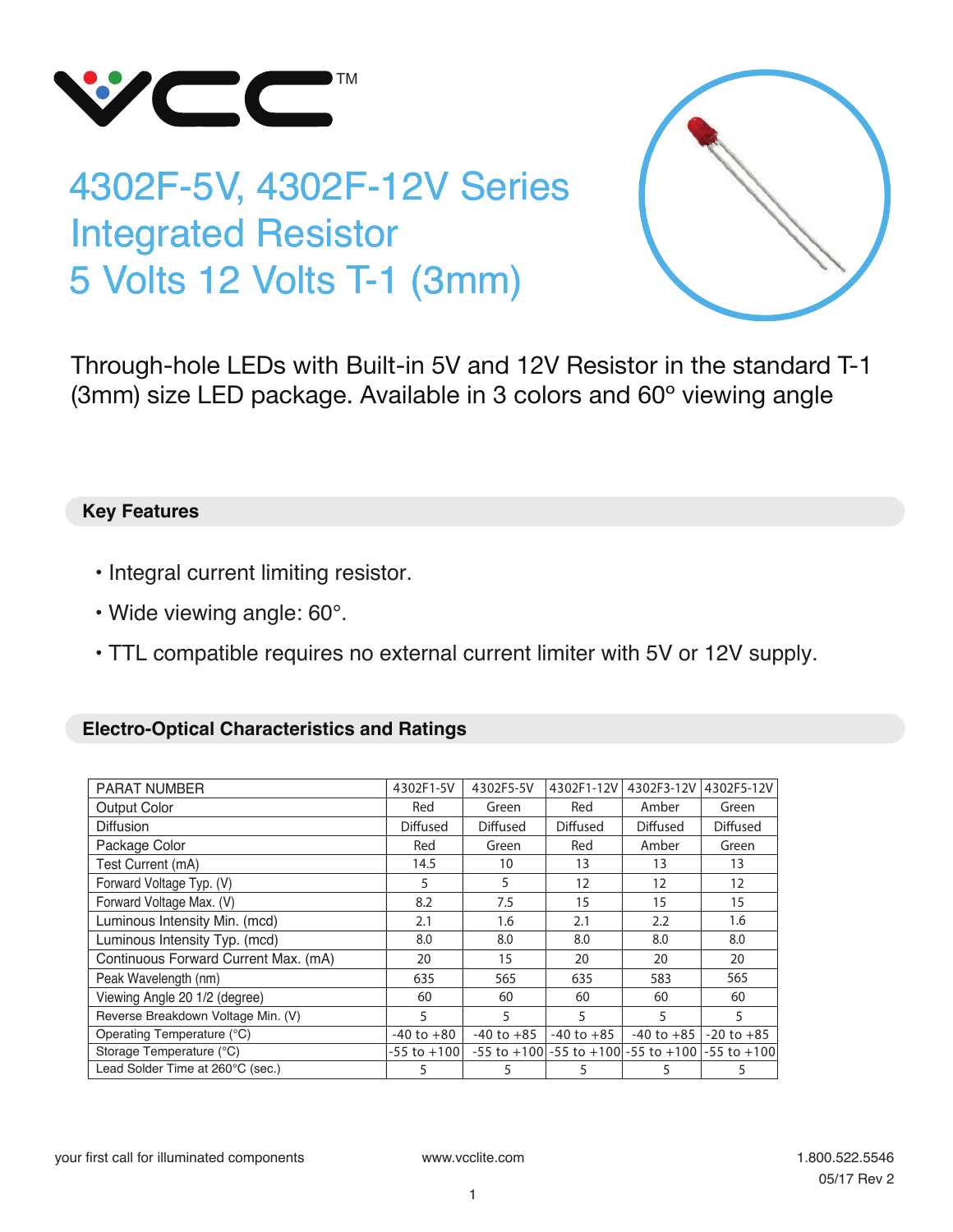# 4302F-5V, 4302F-12V Series Integrated Resistor 5 Volts 12 Volts T-1 (3mm)

Through-hole LEDs with Built-in 5V and 12V Resistor in the standard T-1 (3mm) size LED package. Available in 3 colors and 60° viewing angle

## Key Features

- Integral current limiting resistor.
- Wide viewing angle: 60°.
- TTL compatible requires no external current limiter with 5V or 12V supply.

## Electro-Optical Characteristics and Ratings

| PARAT NUMBER | 4302F1-5V | 4302F5-5V | 4302F1-12V | 4302F3-12V | 4302F5-12V |
|---|---|---|---|---|---|
| Output Color | Red | Green | Red | Amber | Green |
| Diffusion | Diffused | Diffused | Diffused | Diffused | Diffused |
| Package Color | Red | Green | Red | Amber | Green |
| Test Current (mA) | 14.5 | 10 | 13 | 13 | 13 |
| Forward Voltage Typ. (V) | 5 | 5 | 12 | 12 | 12 |
| Forward Voltage Max. (V) | 8.2 | 7.5 | 15 | 15 | 15 |
| Luminous Intensity Min. (mcd) | 2.1 | 1.6 | 2.1 | 2.2 | 1.6 |
| Luminous Intensity Typ. (mcd) | 8.0 | 8.0 | 8.0 | 8.0 | 8.0 |
| Continuous Forward Current Max. (mA) | 20 | 15 | 20 | 20 | 20 |
| Peak Wavelength (nm) | 635 | 565 | 635 | 583 | 565 |
| Viewing Angle 20 1/2 (degree) | 60 | 60 | 60 | 60 | 60 |
| Reverse Breakdown Voltage Min. (V) | 5 | 5 | 5 | 5 | 5 |
| Operating Temperature (°C) | -40 to +80 | -40 to +85 | -40 to +85 | -40 to +85 | -20 to +85 |
| Storage Temperature (°C) | -55 to +100 | -55 to +100 | -55 to +100 | -55 to +100 | -55 to +100 |
| Lead Solder Time at 260°C (sec.) | 5 | 5 | 5 | 5 | 5 |

your first call for illuminated components www.vcclite.com 1.800.522.5546

05/17 Rev 2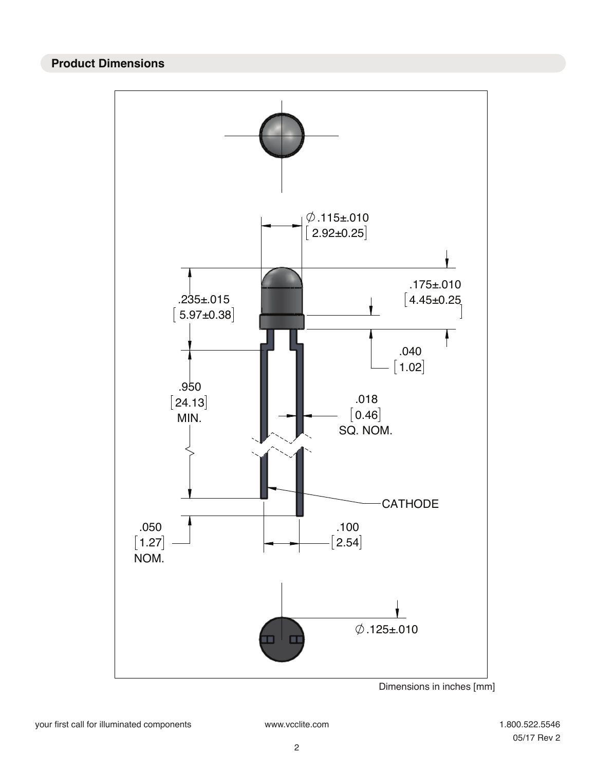## Product Dimensions

∅.115±.010
[2.92±0.25]

.235±.015
[5.97±0.38]

.175±.010
[4.45±0.25]

.040
[1.02]

.950
[24.13]
MIN.

.018
[0.46]
SQ. NOM.

CATHODE

.050
[1.27]
NOM.

.100
[2.54]

∅.125±.010

Dimensions in inches [mm]